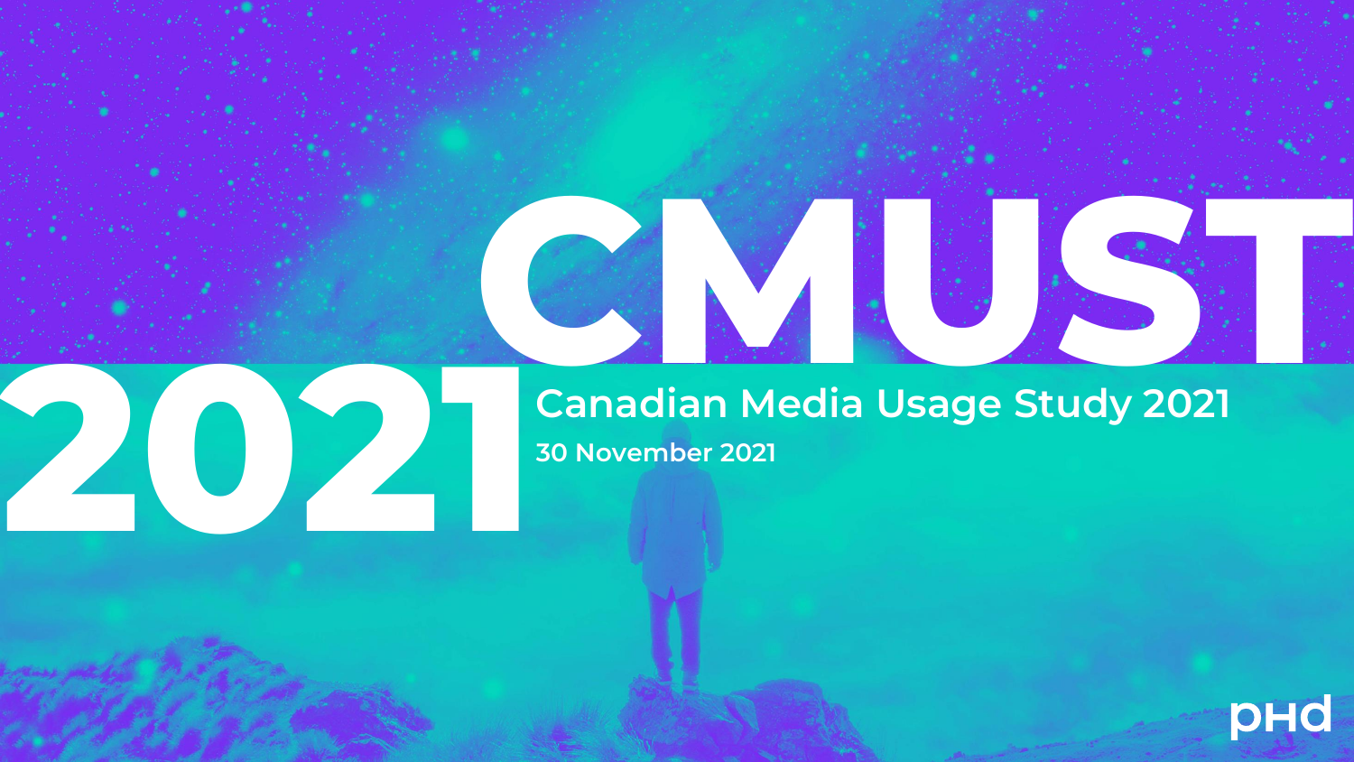# CMUST 2021

## Canadian Media Usage Study 2021

**30 November 2021**

PHD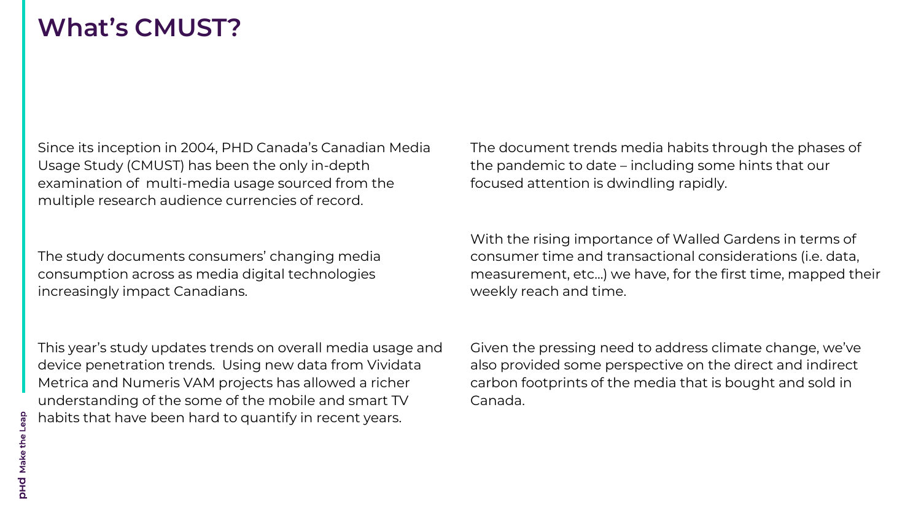# What's CMUST?

Since its inception in 2004, PHD Canada's Canadian Media Usage Study (CMUST) has been the only in-depth examination of multi-media usage sourced from the multiple research audience currencies of record.

The study documents consumers' changing media consumption across as media digital technologies increasingly impact Canadians.

This year's study updates trends on overall media usage and device penetration trends. Using new data from Vividata Metrica and Numeris VAM projects has allowed a richer understanding of the some of the mobile and smart TV habits that have been hard to quantify in recent years.

The document trends media habits through the phases of the pandemic to date – including some hints that our focused attention is dwindling rapidly.

With the rising importance of Walled Gardens in terms of consumer time and transactional considerations (i.e. data, measurement, etc…) we have, for the first time, mapped their weekly reach and time.

Given the pressing need to address climate change, we've also provided some perspective on the direct and indirect carbon footprints of the media that is bought and sold in Canada.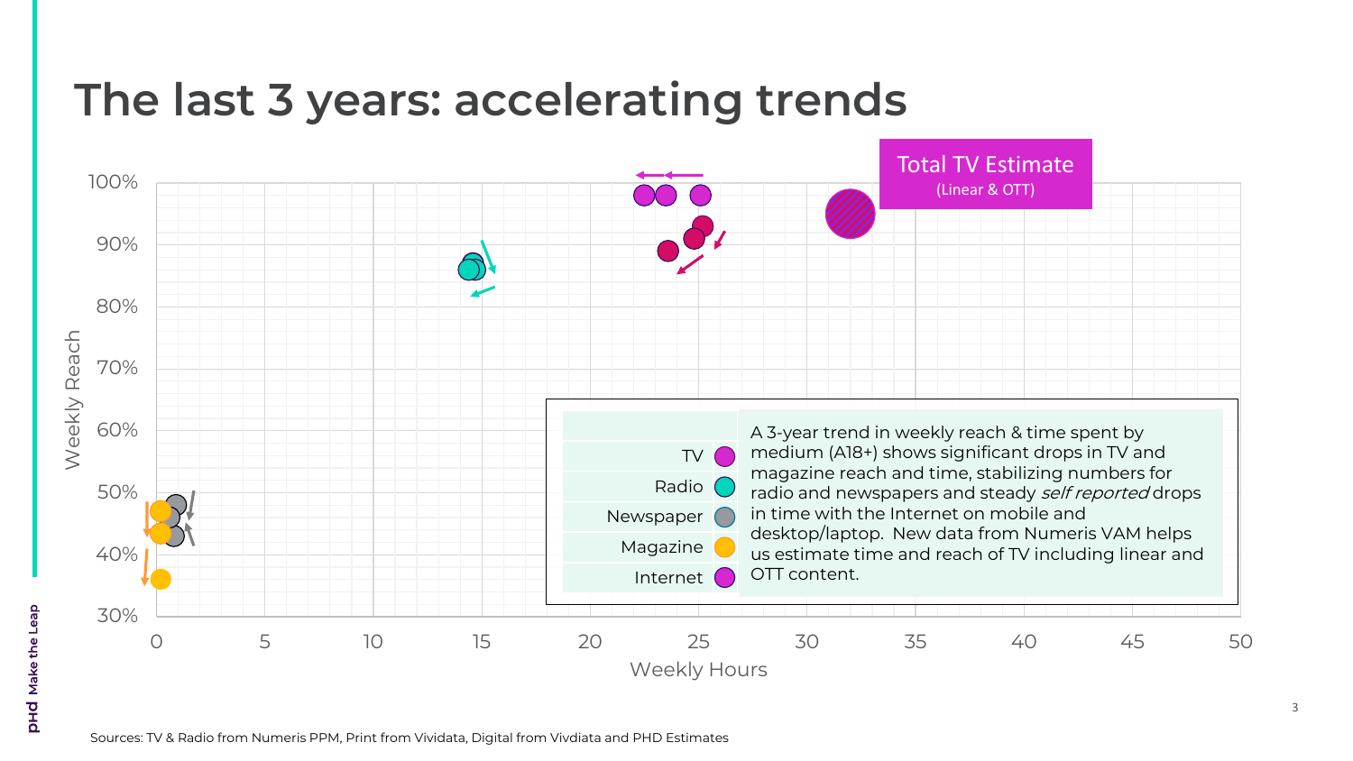# The last 3 years: accelerating trends

Total TV Estimate
(Linear & OTT)

Weekly Reach

Weekly Hours

TV
Radio
Newspaper
Magazine
Internet

A 3-year trend in weekly reach & time spent by medium (A18+) shows significant drops in TV and magazine reach and time, stabilizing numbers for radio and newspapers and steady *self reported* drops in time with the Internet on mobile and desktop/laptop. New data from Numeris VAM helps us estimate time and reach of TV including linear and OTT content.

Sources: TV & Radio from Numeris PPM, Print from Vividata, Digital from Vivdiata and PHD Estimates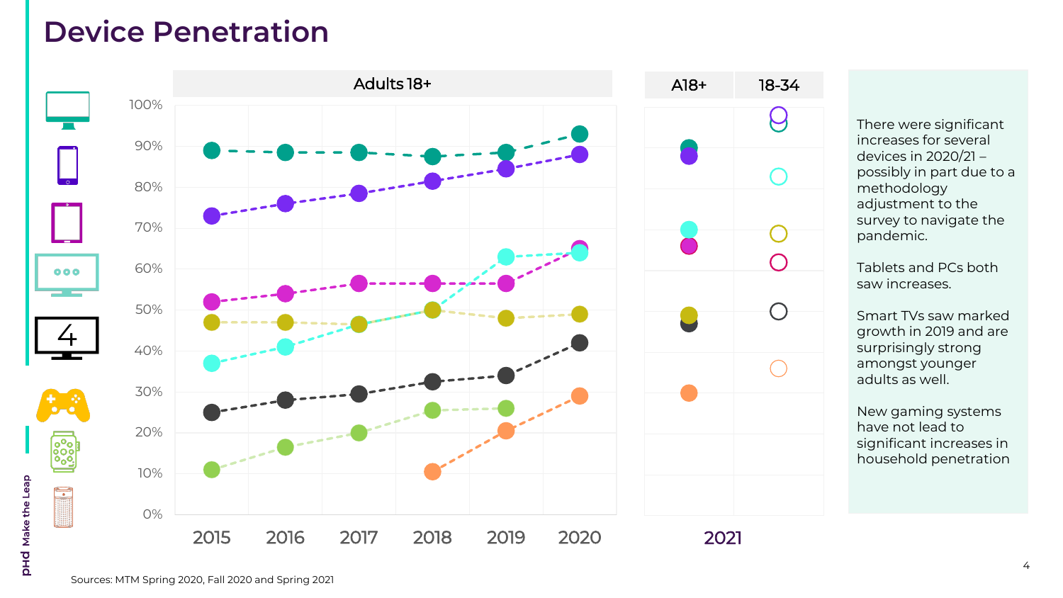# Device Penetration

Adults 18+

100%
90%
80%
70%
60%
50%
40%
30%
20%
10%
0%

2015 2016 2017 2018 2019 2020

| A18+ | 18-34 |
|---|---|

2021

There were significant increases for several devices in 2020/21 – possibly in part due to a methodology adjustment to the survey to navigate the pandemic.

Tablets and PCs both saw increases.

Smart TVs saw marked growth in 2019 and are surprisingly strong amongst younger adults as well.

New gaming systems have not lead to significant increases in household penetration

Sources: MTM Spring 2020, Fall 2020 and Spring 2021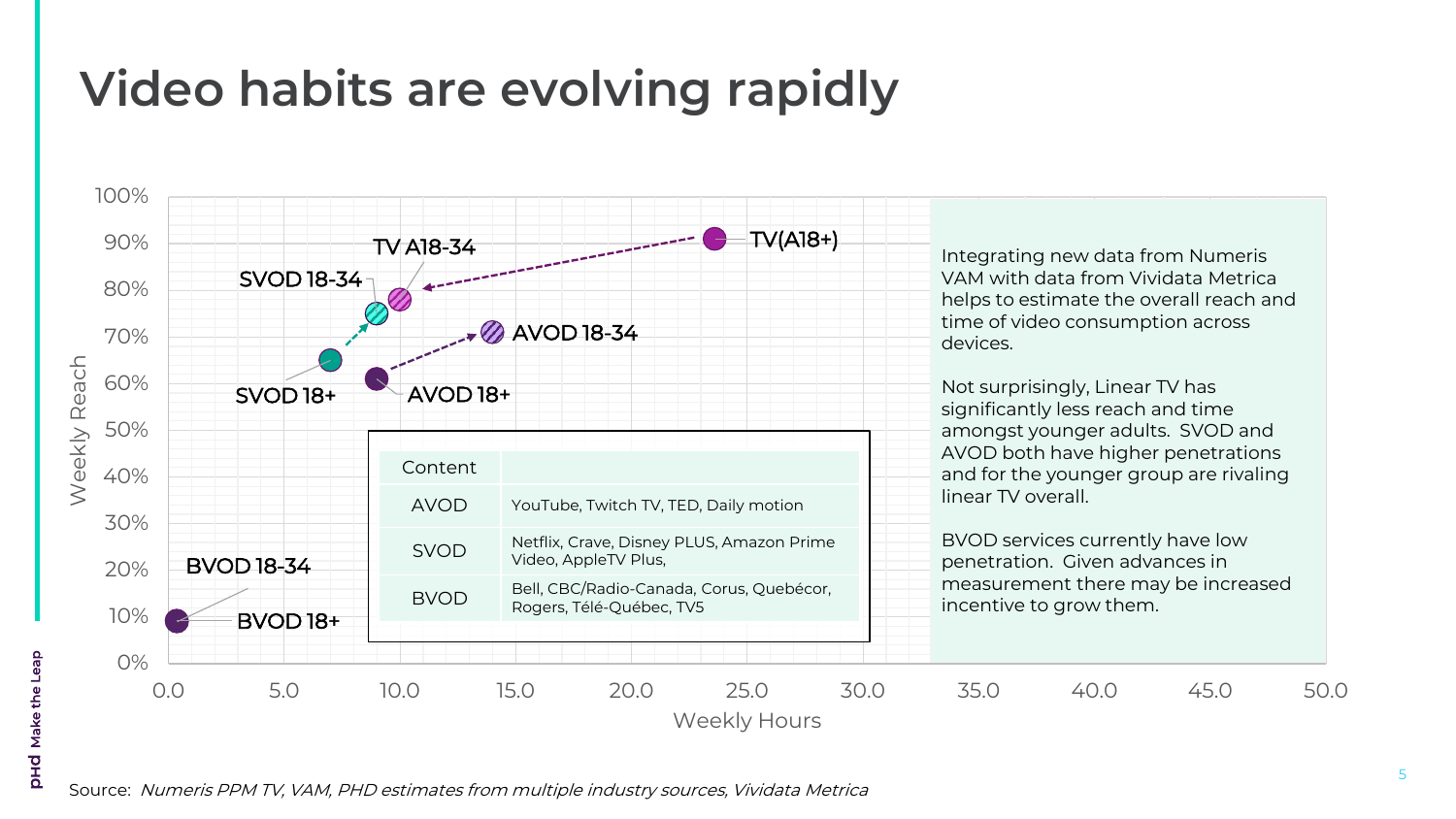# Video habits are evolving rapidly

| Content | |
|---|---|
| AVOD | YouTube, Twitch TV, TED, Daily motion |
| SVOD | Netflix, Crave, Disney PLUS, Amazon Prime Video, AppleTV Plus, |
| BVOD | Bell, CBC/Radio-Canada, Corus, Québécor, Rogers, Télé-Québec, TV5 |

Integrating new data from Numeris VAM with data from Vividata Metrica helps to estimate the overall reach and time of video consumption across devices.

Not surprisingly, Linear TV has significantly less reach and time amongst younger adults. SVOD and AVOD both have higher penetrations and for the younger group are rivaling linear TV overall.

BVOD services currently have low penetration. Given advances in measurement there may be increased incentive to grow them.

Source: *Numeris PPM TV, VAM, PHD estimates from multiple industry sources, Vividata Metrica*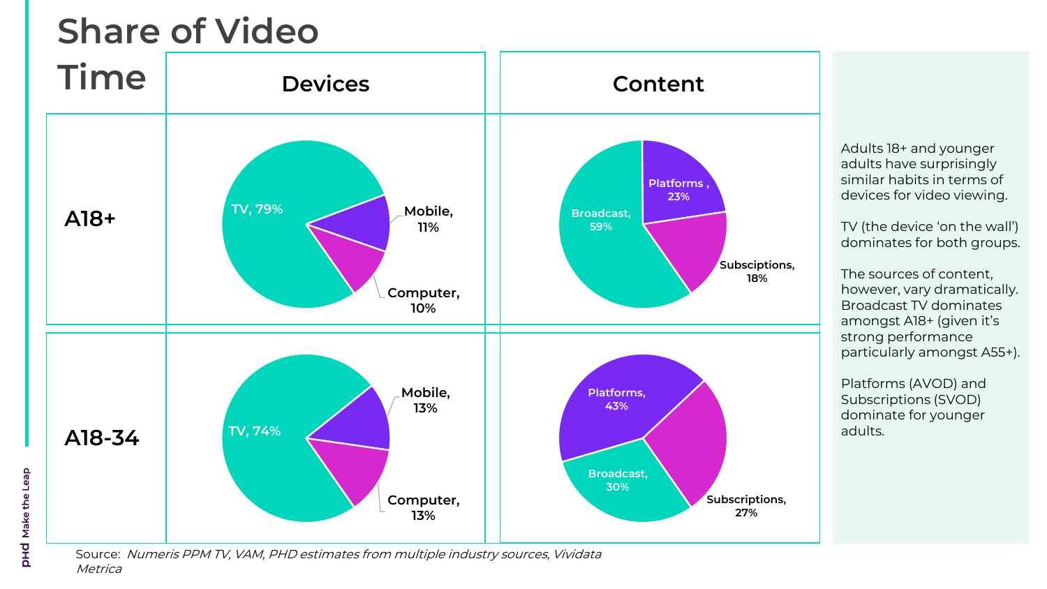# Share of Video Time

| | Devices | Content |
|---|---|---|
| A18+ | TV, 79%; Mobile, 11%; Computer, 10% | Broadcast, 59%; Platforms , 23%; Subsciptions, 18% |
| A18-34 | TV, 74%; Mobile, 13%; Computer, 13% | Platforms, 43%; Broadcast, 30%; Subscriptions, 27% |

Adults 18+ and younger adults have surprisingly similar habits in terms of devices for video viewing.

TV (the device 'on the wall') dominates for both groups.

The sources of content, however, vary dramatically. Broadcast TV dominates amongst A18+ (given it's strong performance particularly amongst A55+).

Platforms (AVOD) and Subscriptions (SVOD) dominate for younger adults.

Source: *Numeris PPM TV, VAM, PHD estimates from multiple industry sources, Vividata Metrica*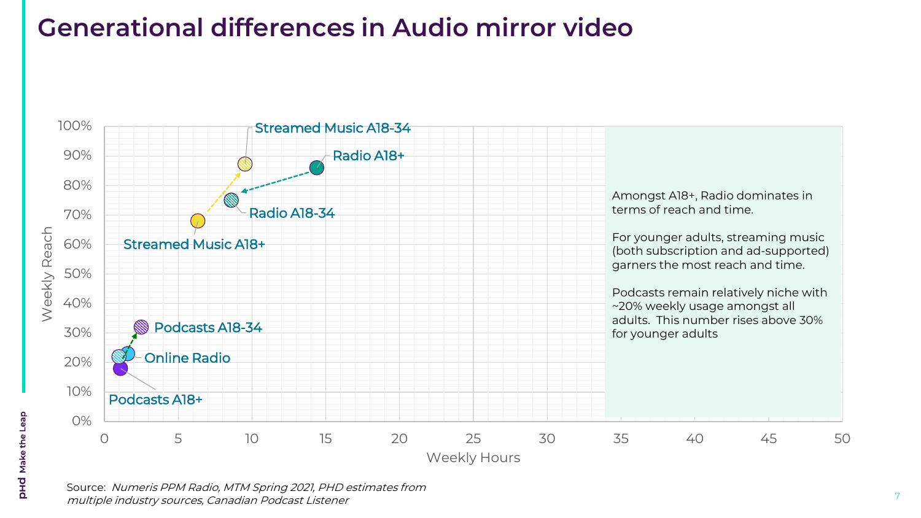# Generational differences in Audio mirror video

Amongst A18+, Radio dominates in terms of reach and time.

For younger adults, streaming music (both subscription and ad-supported) garners the most reach and time.

Podcasts remain relatively niche with ~20% weekly usage amongst all adults. This number rises above 30% for younger adults

Source: *Numeris PPM Radio, MTM Spring 2021, PHD estimates from multiple industry sources, Canadian Podcast Listener*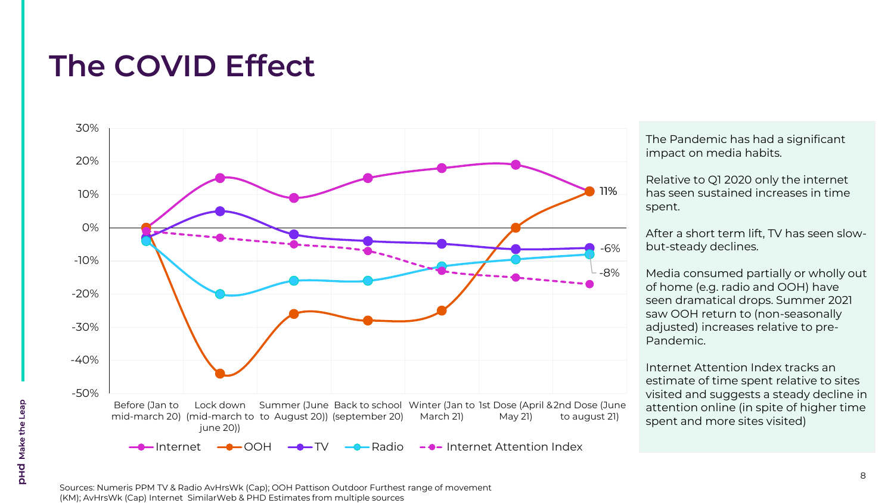# The COVID Effect

30%
20%
10%
0%
-10%
-20%
-30%
-40%
-50%

Before (Jan to mid-march 20) | Lock down (mid-march to june 20)) | Summer (June to August 20)) | Back to school (september 20) | Winter (Jan to March 21) | 1st Dose (April & May 21) | 2nd Dose (June to august 21)

11%

-6%

-8%

Internet | OOH | TV | Radio | Internet Attention Index

The Pandemic has had a significant impact on media habits.

Relative to Q1 2020 only the internet has seen sustained increases in time spent.

After a short term lift, TV has seen slow-but-steady declines.

Media consumed partially or wholly out of home (e.g. radio and OOH) have seen dramatical drops. Summer 2021 saw OOH return to (non-seasonally adjusted) increases relative to pre-Pandemic.

Internet Attention Index tracks an estimate of time spent relative to sites visited and suggests a steady decline in attention online (in spite of higher time spent and more sites visited)

Sources: Numeris PPM TV & Radio AvHrsWk (Cap); OOH Pattison Outdoor Furthest range of movement (KM); AvHrsWk (Cap) Internet SimilarWeb & PHD Estimates from multiple sources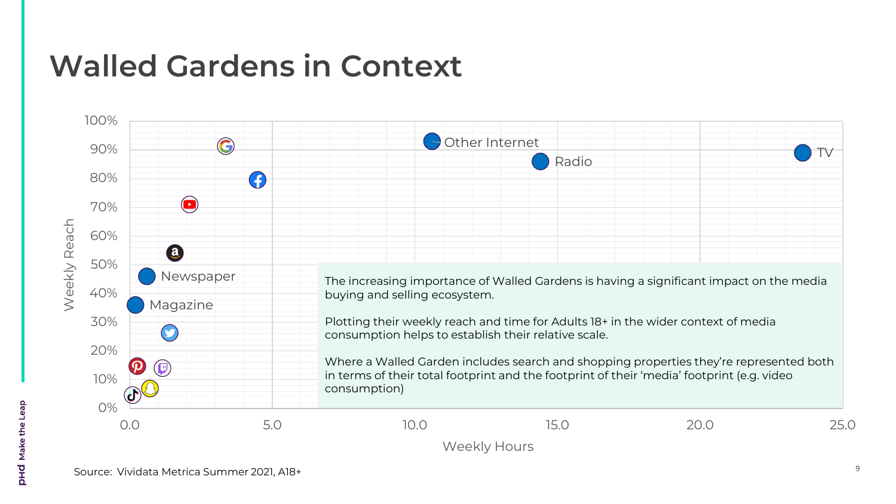# Walled Gardens in Context

Weekly Reach

100%
90%
80%
70%
60%
50%
40%
30%
20%
10%
0%

Other Internet

Radio

TV

Newspaper

Magazine

0.0 5.0 10.0 15.0 20.0 25.0

Weekly Hours

The increasing importance of Walled Gardens is having a significant impact on the media buying and selling ecosystem.

Plotting their weekly reach and time for Adults 18+ in the wider context of media consumption helps to establish their relative scale.

Where a Walled Garden includes search and shopping properties they're represented both in terms of their total footprint and the footprint of their 'media' footprint (e.g. video consumption)

Source: Vividata Metrica Summer 2021, A18+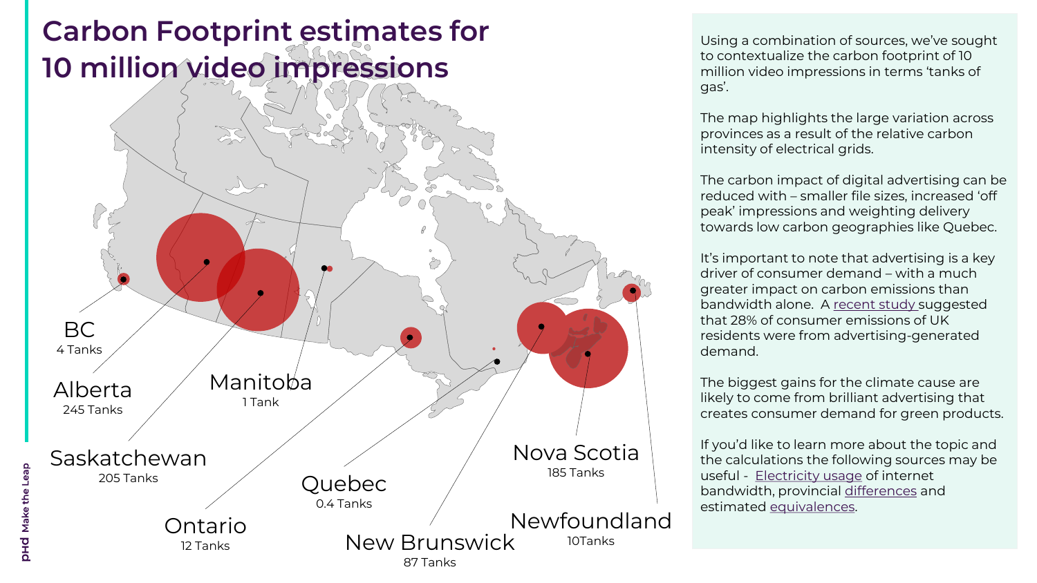# Carbon Footprint estimates for 10 million video impressions

BC
4 Tanks

Alberta
245 Tanks

Saskatchewan
205 Tanks

Manitoba
1 Tank

Ontario
12 Tanks

Quebec
0.4 Tanks

New Brunswick
87 Tanks

Nova Scotia
185 Tanks

Newfoundland
10Tanks

Using a combination of sources, we've sought to contextualize the carbon footprint of 10 million video impressions in terms 'tanks of gas'.

The map highlights the large variation across provinces as a result of the relative carbon intensity of electrical grids.

The carbon impact of digital advertising can be reduced with – smaller file sizes, increased 'off peak' impressions and weighting delivery towards low carbon geographies like Quebec.

It's important to note that advertising is a key driver of consumer demand – with a much greater impact on carbon emissions than bandwidth alone. A recent study suggested that 28% of consumer emissions of UK residents were from advertising-generated demand.

The biggest gains for the climate cause are likely to come from brilliant advertising that creates consumer demand for green products.

If you'd like to learn more about the topic and the calculations the following sources may be useful - Electricity usage of internet bandwidth, provincial differences and estimated equivalences.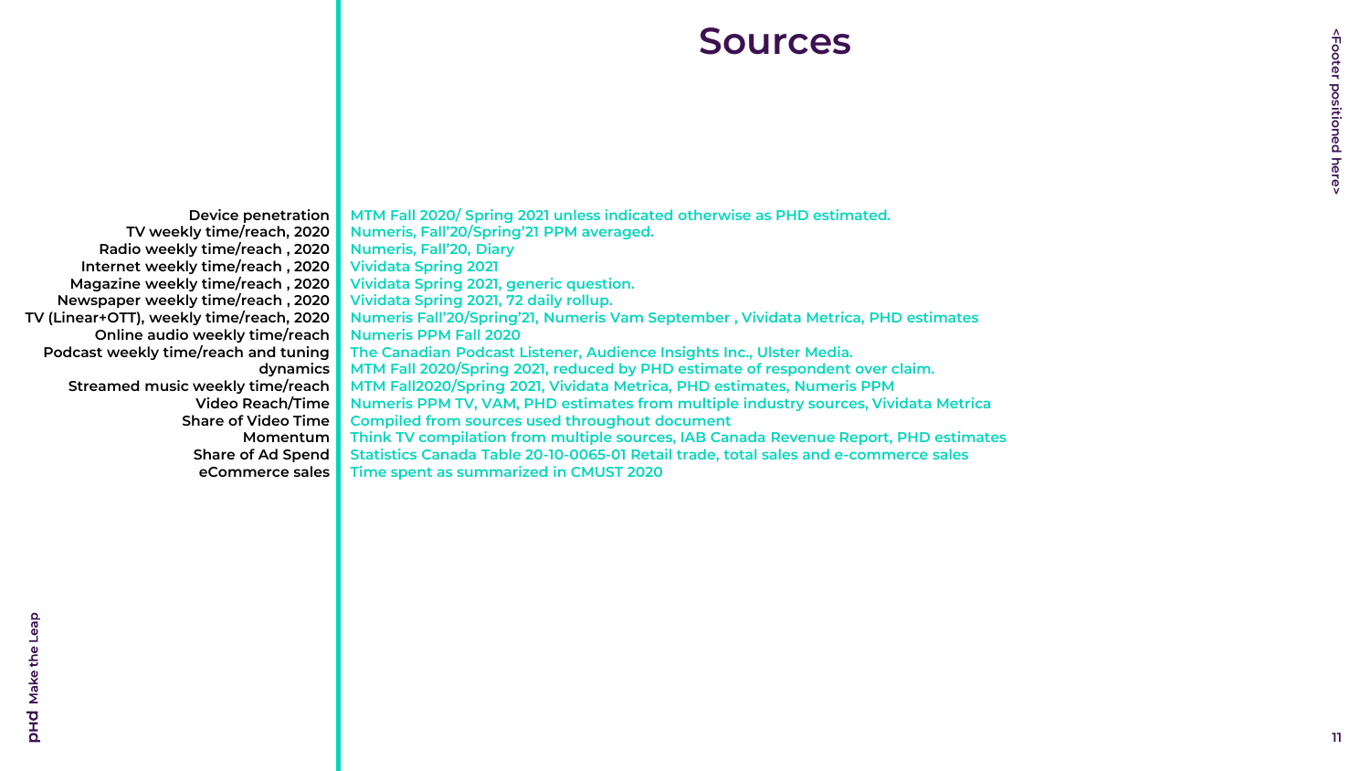# Sources

| | |
|---|---|
| Device penetration | MTM Fall 2020/ Spring 2021 unless indicated otherwise as PHD estimated. |
| TV weekly time/reach, 2020 | Numeris, Fall'20/Spring'21 PPM averaged. |
| Radio weekly time/reach , 2020 | Numeris, Fall'20, Diary |
| Internet weekly time/reach , 2020 | Vividata Spring 2021 |
| Magazine weekly time/reach , 2020 | Vividata Spring 2021, generic question. |
| Newspaper weekly time/reach , 2020 | Vividata Spring 2021, 72 daily rollup. |
| TV (Linear+OTT), weekly time/reach, 2020 | Numeris Fall'20/Spring'21, Numeris Vam September , Vividata Metrica, PHD estimates |
| Online audio weekly time/reach | Numeris PPM Fall 2020 |
| Podcast weekly time/reach and tuning | The Canadian Podcast Listener, Audience Insights Inc., Ulster Media. |
| dynamics | MTM Fall 2020/Spring 2021, reduced by PHD estimate of respondent over claim. |
| Streamed music weekly time/reach | MTM Fall2020/Spring 2021, Vividata Metrica, PHD estimates, Numeris PPM |
| Video Reach/Time | Numeris PPM TV, VAM, PHD estimates from multiple industry sources, Vividata Metrica |
| Share of Video Time | Compiled from sources used throughout document |
| Momentum | Think TV compilation from multiple sources, IAB Canada Revenue Report, PHD estimates |
| Share of Ad Spend | Statistics Canada Table 20-10-0065-01 Retail trade, total sales and e-commerce sales |
| eCommerce sales | Time spent as summarized in CMUST 2020 |